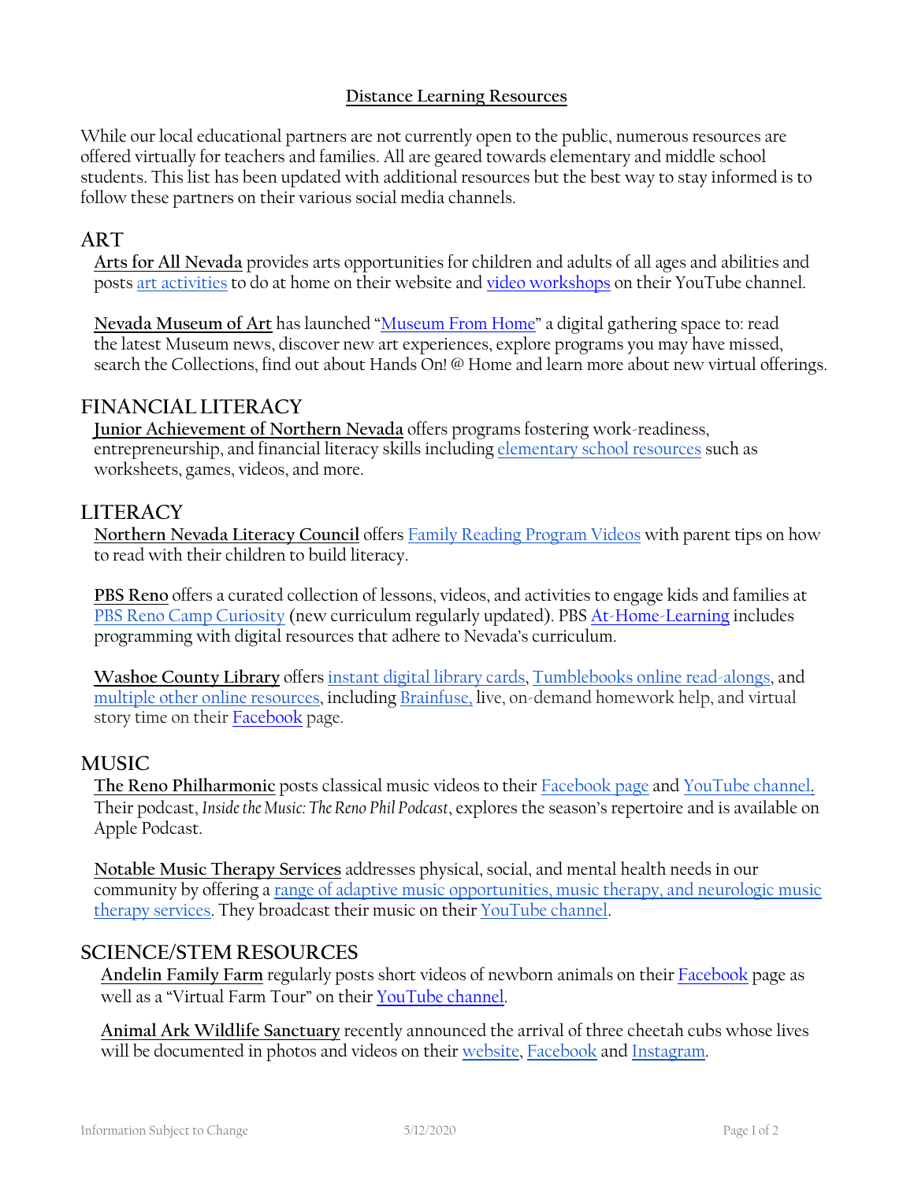# Distance Learning Resources

While our local educational partners are not currently open to the public, numerous resources are offered virtually for teachers and families. All are geared towards elementary and middle school students. This list has been updated with additional resources but the best way to stay informed is to follow these partners on their various social media channels.

## ART

**Arts for All Nevada** provides arts opportunities for children and adults of all ages and abilities and posts art activities to do at home on their website and video workshops on their YouTube channel.

**Nevada Museum of Art** has launched "Museum From Home" a digital gathering space to: read the latest Museum news, discover new art experiences, explore programs you may have missed, search the Collections, find out about Hands On! @ Home and learn more about new virtual offerings.

## FINANCIAL LITERACY

**Junior Achievement of Northern Nevada** offers programs fostering work-readiness, entrepreneurship, and financial literacy skills including elementary school resources such as worksheets, games, videos, and more.

## LITERACY

**Northern Nevada Literacy Council** offers Family Reading Program Videos with parent tips on how to read with their children to build literacy.

**PBS Reno** offers a curated collection of lessons, videos, and activities to engage kids and families at PBS Reno Camp Curiosity (new curriculum regularly updated). PBS At-Home-Learning includes programming with digital resources that adhere to Nevada's curriculum.

**Washoe County Library** offers instant digital library cards, Tumblebooks online read-alongs, and multiple other online resources, including Brainfuse, live, on-demand homework help, and virtual story time on their Facebook page.

## MUSIC

**The Reno Philharmonic** posts classical music videos to their Facebook page and YouTube channel. Their podcast, *Inside the Music: The Reno Phil Podcast*, explores the season's repertoire and is available on Apple Podcast.

**Notable Music Therapy Services** addresses physical, social, and mental health needs in our community by offering a range of adaptive music opportunities, music therapy, and neurologic music therapy services. They broadcast their music on their YouTube channel.

## SCIENCE/STEM RESOURCES

**Andelin Family Farm** regularly posts short videos of newborn animals on their Facebook page as well as a "Virtual Farm Tour" on their YouTube channel.

**Animal Ark Wildlife Sanctuary** recently announced the arrival of three cheetah cubs whose lives will be documented in photos and videos on their website, Facebook and Instagram.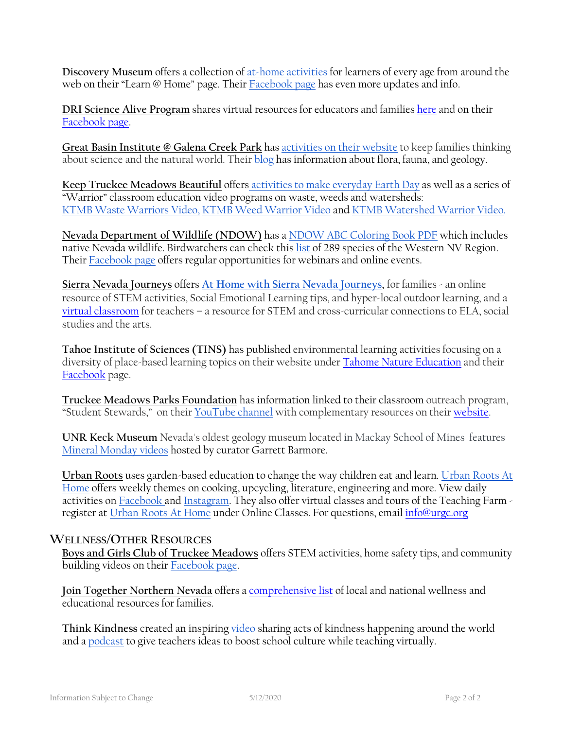**Discovery Museum** offers a collection of at-home activities for learners of every age from around the web on their "Learn @ Home" page. Their Facebook page has even more updates and info.

**DRI Science Alive Program** shares virtual resources for educators and families here and on their Facebook page.

**Great Basin Institute @ Galena Creek Park** has activities on their website to keep families thinking about science and the natural world. Their blog has information about flora, fauna, and geology.

**Keep Truckee Meadows Beautiful** offers activities to make everyday Earth Day as well as a series of "Warrior" classroom education video programs on waste, weeds and watersheds: KTMB Waste Warriors Video, KTMB Weed Warrior Video and KTMB Watershed Warrior Video.

**Nevada Department of Wildlife (NDOW)** has a NDOW ABC Coloring Book PDF which includes native Nevada wildlife. Birdwatchers can check this list of 289 species of the Western NV Region. Their Facebook page offers regular opportunities for webinars and online events.

**Sierra Nevada Journeys** offers **At Home with Sierra Nevada Journeys,** for families - an online resource of STEM activities, Social Emotional Learning tips, and hyper-local outdoor learning, and a virtual classroom for teachers – a resource for STEM and cross-curricular connections to ELA, social studies and the arts.

**Tahoe Institute of Sciences (TINS)** has published environmental learning activities focusing on a diversity of place-based learning topics on their website under Tahome Nature Education and their Facebook page.

**Truckee Meadows Parks Foundation** has information linked to their classroom outreach program, "Student Stewards," on their YouTube channel with complementary resources on their website.

**UNR Keck Museum** Nevada's oldest geology museum located in Mackay School of Mines features Mineral Monday videos hosted by curator Garrett Barmore.

**Urban Roots** uses garden-based education to change the way children eat and learn. Urban Roots At Home offers weekly themes on cooking, upcycling, literature, engineering and more. View daily activities on Facebook and Instagram. They also offer virtual classes and tours of the Teaching Farm - register at Urban Roots At Home under Online Classes. For questions, email info@urgc.org

## WELLNESS/OTHER RESOURCES

**Boys and Girls Club of Truckee Meadows** offers STEM activities, home safety tips, and community building videos on their Facebook page.

**Join Together Northern Nevada** offers a comprehensive list of local and national wellness and educational resources for families.

**Think Kindness** created an inspiring video sharing acts of kindness happening around the world and a podcast to give teachers ideas to boost school culture while teaching virtually.

Information Subject to Change 5/12/2020